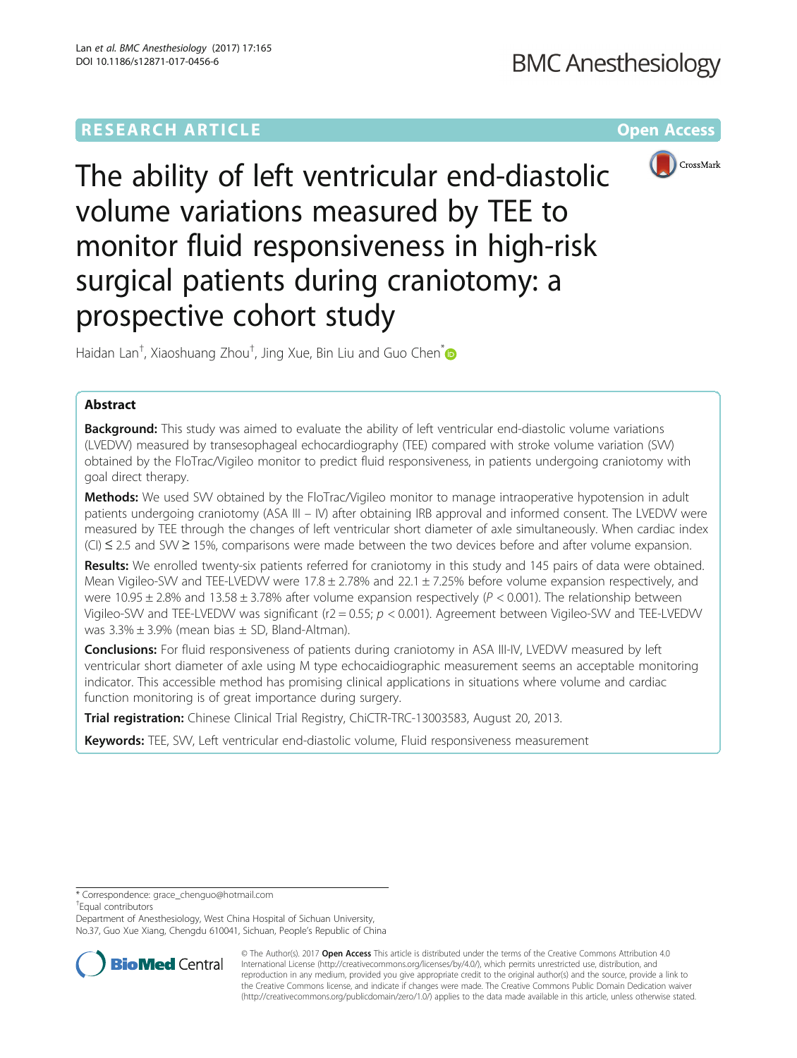RESEARCH ARTICLE

Open Access

# The ability of left ventricular end-diastolic volume variations measured by TEE to monitor fluid responsiveness in high-risk surgical patients during craniotomy: a prospective cohort study

Haidan Lan[†], Xiaoshuang Zhou[†], Jing Xue, Bin Liu and Guo Chen[*]

## Abstract

**Background:** This study was aimed to evaluate the ability of left ventricular end-diastolic volume variations (LVEDVV) measured by transesophageal echocardiography (TEE) compared with stroke volume variation (SVV) obtained by the FloTrac/Vigileo monitor to predict fluid responsiveness, in patients undergoing craniotomy with goal direct therapy.

**Methods:** We used SVV obtained by the FloTrac/Vigileo monitor to manage intraoperative hypotension in adult patients undergoing craniotomy (ASA III – IV) after obtaining IRB approval and informed consent. The LVEDVV were measured by TEE through the changes of left ventricular short diameter of axle simultaneously. When cardiac index (CI) ≤ 2.5 and SVV ≥ 15%, comparisons were made between the two devices before and after volume expansion.

**Results:** We enrolled twenty-six patients referred for craniotomy in this study and 145 pairs of data were obtained. Mean Vigileo-SVV and TEE-LVEDVV were 17.8 ± 2.78% and 22.1 ± 7.25% before volume expansion respectively, and were 10.95 ± 2.8% and 13.58 ± 3.78% after volume expansion respectively ($P < 0.001$). The relationship between Vigileo-SVV and TEE-LVEDVV was significant ($r2 = 0.55$; $p < 0.001$). Agreement between Vigileo-SVV and TEE-LVEDVV was 3.3% ± 3.9% (mean bias ± SD, Bland-Altman).

**Conclusions:** For fluid responsiveness of patients during craniotomy in ASA III-IV, LVEDVV measured by left ventricular short diameter of axle using M type echocaidiographic measurement seems an acceptable monitoring indicator. This accessible method has promising clinical applications in situations where volume and cardiac function monitoring is of great importance during surgery.

**Trial registration:** Chinese Clinical Trial Registry, ChiCTR-TRC-13003583, August 20, 2013.

**Keywords:** TEE, SVV, Left ventricular end-diastolic volume, Fluid responsiveness measurement

---

* Correspondence: grace_chenguo@hotmail.com

[†]Equal contributors

Department of Anesthesiology, West China Hospital of Sichuan University, No.37, Guo Xue Xiang, Chengdu 610041, Sichuan, People's Republic of China

© The Author(s). 2017 **Open Access** This article is distributed under the terms of the Creative Commons Attribution 4.0 International License (http://creativecommons.org/licenses/by/4.0/), which permits unrestricted use, distribution, and reproduction in any medium, provided you give appropriate credit to the original author(s) and the source, provide a link to the Creative Commons license, and indicate if changes were made. The Creative Commons Public Domain Dedication waiver (http://creativecommons.org/publicdomain/zero/1.0/) applies to the data made available in this article, unless otherwise stated.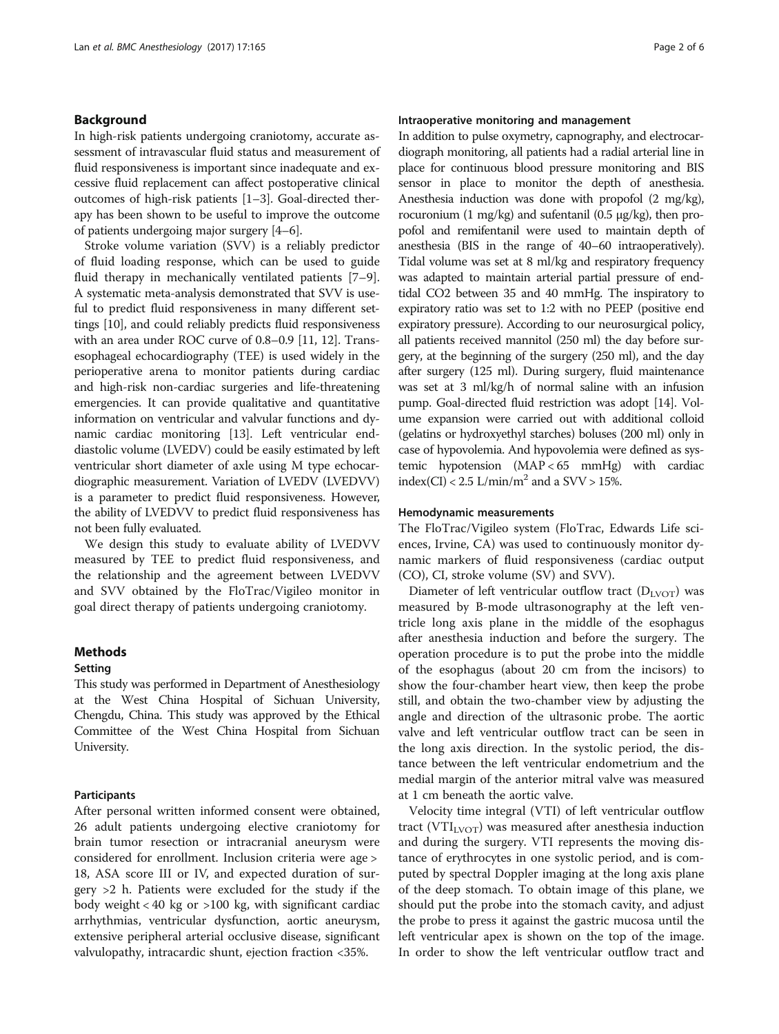## Background

In high-risk patients undergoing craniotomy, accurate assessment of intravascular fluid status and measurement of fluid responsiveness is important since inadequate and excessive fluid replacement can affect postoperative clinical outcomes of high-risk patients [1–3]. Goal-directed therapy has been shown to be useful to improve the outcome of patients undergoing major surgery [4–6].

Stroke volume variation (SVV) is a reliably predictor of fluid loading response, which can be used to guide fluid therapy in mechanically ventilated patients [7–9]. A systematic meta-analysis demonstrated that SVV is useful to predict fluid responsiveness in many different settings [10], and could reliably predicts fluid responsiveness with an area under ROC curve of 0.8–0.9 [11, 12]. Transesophageal echocardiography (TEE) is used widely in the perioperative arena to monitor patients during cardiac and high-risk non-cardiac surgeries and life-threatening emergencies. It can provide qualitative and quantitative information on ventricular and valvular functions and dynamic cardiac monitoring [13]. Left ventricular end-diastolic volume (LVEDV) could be easily estimated by left ventricular short diameter of axle using M type echocardiographic measurement. Variation of LVEDV (LVEDVV) is a parameter to predict fluid responsiveness. However, the ability of LVEDVV to predict fluid responsiveness has not been fully evaluated.

We design this study to evaluate ability of LVEDVV measured by TEE to predict fluid responsiveness, and the relationship and the agreement between LVEDVV and SVV obtained by the FloTrac/Vigileo monitor in goal direct therapy of patients undergoing craniotomy.

## Methods

### Setting

This study was performed in Department of Anesthesiology at the West China Hospital of Sichuan University, Chengdu, China. This study was approved by the Ethical Committee of the West China Hospital from Sichuan University.

### Participants

After personal written informed consent were obtained, 26 adult patients undergoing elective craniotomy for brain tumor resection or intracranial aneurysm were considered for enrollment. Inclusion criteria were age > 18, ASA score III or IV, and expected duration of surgery >2 h. Patients were excluded for the study if the body weight < 40 kg or >100 kg, with significant cardiac arrhythmias, ventricular dysfunction, aortic aneurysm, extensive peripheral arterial occlusive disease, significant valvulopathy, intracardic shunt, ejection fraction <35%.

### Intraoperative monitoring and management

In addition to pulse oxymetry, capnography, and electrocardiograph monitoring, all patients had a radial arterial line in place for continuous blood pressure monitoring and BIS sensor in place to monitor the depth of anesthesia. Anesthesia induction was done with propofol (2 mg/kg), rocuronium (1 mg/kg) and sufentanil (0.5 μg/kg), then propofol and remifentanil were used to maintain depth of anesthesia (BIS in the range of 40–60 intraoperatively). Tidal volume was set at 8 ml/kg and respiratory frequency was adapted to maintain arterial partial pressure of end-tidal CO2 between 35 and 40 mmHg. The inspiratory to expiratory ratio was set to 1:2 with no PEEP (positive end expiratory pressure). According to our neurosurgical policy, all patients received mannitol (250 ml) the day before surgery, at the beginning of the surgery (250 ml), and the day after surgery (125 ml). During surgery, fluid maintenance was set at 3 ml/kg/h of normal saline with an infusion pump. Goal-directed fluid restriction was adopt [14]. Volume expansion were carried out with additional colloid (gelatins or hydroxyethyl starches) boluses (200 ml) only in case of hypovolemia. And hypovolemia were defined as systemic hypotension (MAP < 65 mmHg) with cardiac index(CI) < 2.5 L/min/m$^2$ and a SVV > 15%.

### Hemodynamic measurements

The FloTrac/Vigileo system (FloTrac, Edwards Life sciences, Irvine, CA) was used to continuously monitor dynamic markers of fluid responsiveness (cardiac output (CO), CI, stroke volume (SV) and SVV).

Diameter of left ventricular outflow tract ($D_{LVOT}$) was measured by B-mode ultrasonography at the left ventricle long axis plane in the middle of the esophagus after anesthesia induction and before the surgery. The operation procedure is to put the probe into the middle of the esophagus (about 20 cm from the incisors) to show the four-chamber heart view, then keep the probe still, and obtain the two-chamber view by adjusting the angle and direction of the ultrasonic probe. The aortic valve and left ventricular outflow tract can be seen in the long axis direction. In the systolic period, the distance between the left ventricular endometrium and the medial margin of the anterior mitral valve was measured at 1 cm beneath the aortic valve.

Velocity time integral (VTI) of left ventricular outflow tract ($VTI_{LVOT}$) was measured after anesthesia induction and during the surgery. VTI represents the moving distance of erythrocytes in one systolic period, and is computed by spectral Doppler imaging at the long axis plane of the deep stomach. To obtain image of this plane, we should put the probe into the stomach cavity, and adjust the probe to press it against the gastric mucosa until the left ventricular apex is shown on the top of the image. In order to show the left ventricular outflow tract and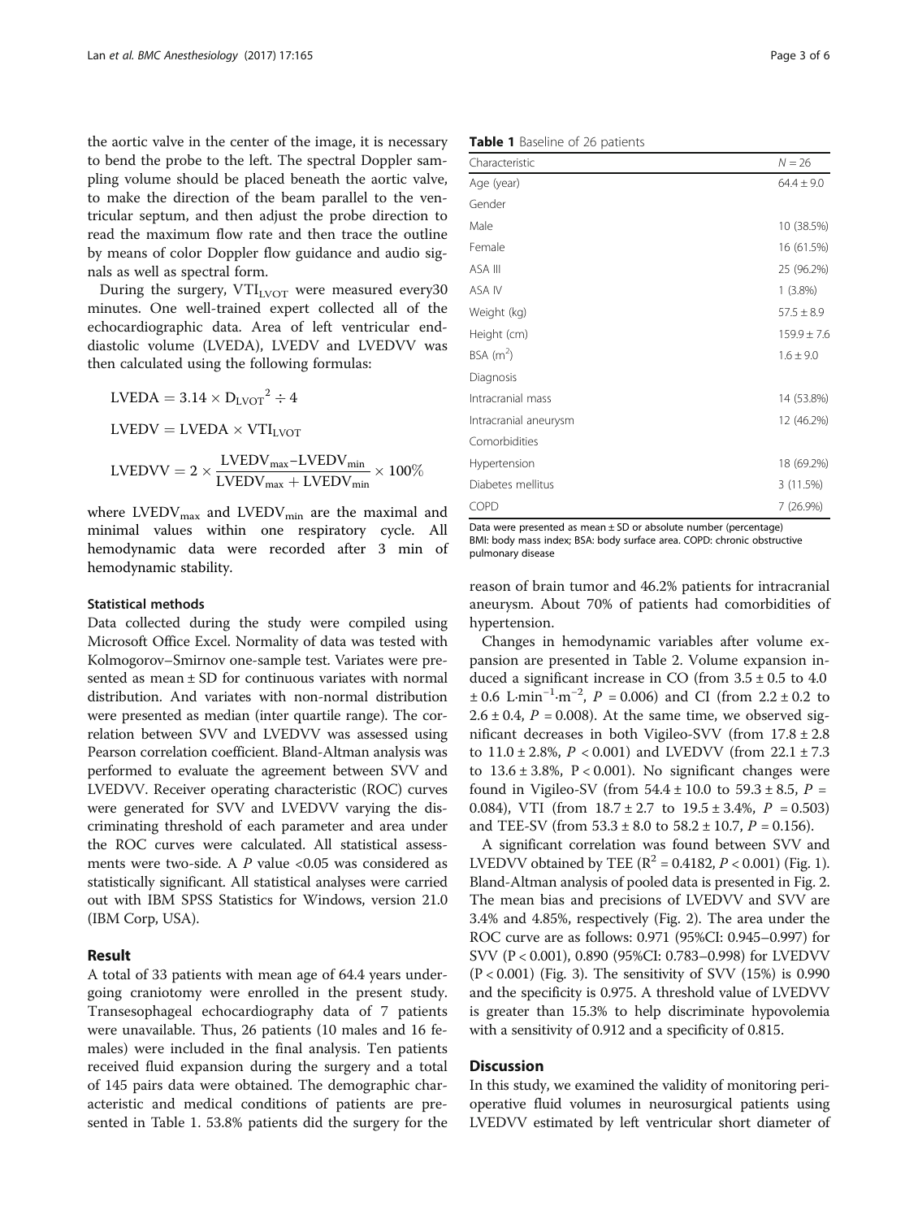the aortic valve in the center of the image, it is necessary to bend the probe to the left. The spectral Doppler sampling volume should be placed beneath the aortic valve, to make the direction of the beam parallel to the ventricular septum, and then adjust the probe direction to read the maximum flow rate and then trace the outline by means of color Doppler flow guidance and audio signals as well as spectral form.

During the surgery, $VTI_{LVOT}$ were measured every30 minutes. One well-trained expert collected all of the echocardiographic data. Area of left ventricular end-diastolic volume (LVEDA), LVEDV and LVEDVV was then calculated using the following formulas:

$$LVEDA = 3.14 \times {D_{LVOT}}^2 \div 4$$

$$LVEDV = LVEDA \times VTI_{LVOT}$$

$$LVEDVV = 2 \times \frac{LVEDV_{max} - LVEDV_{min}}{LVEDV_{max} + LVEDV_{min}} \times 100\%$$

where $LVEDV_{max}$ and $LVEDV_{min}$ are the maximal and minimal values within one respiratory cycle. All hemodynamic data were recorded after 3 min of hemodynamic stability.

### Statistical methods

Data collected during the study were compiled using Microsoft Office Excel. Normality of data was tested with Kolmogorov–Smirnov one-sample test. Variates were presented as mean ± SD for continuous variates with normal distribution. And variates with non-normal distribution were presented as median (inter quartile range). The correlation between SVV and LVEDVV was assessed using Pearson correlation coefficient. Bland-Altman analysis was performed to evaluate the agreement between SVV and LVEDVV. Receiver operating characteristic (ROC) curves were generated for SVV and LVEDVV varying the discriminating threshold of each parameter and area under the ROC curves were calculated. All statistical assessments were two-side. A $P$ value <0.05 was considered as statistically significant. All statistical analyses were carried out with IBM SPSS Statistics for Windows, version 21.0 (IBM Corp, USA).

## Result

A total of 33 patients with mean age of 64.4 years undergoing craniotomy were enrolled in the present study. Transesophageal echocardiography data of 7 patients were unavailable. Thus, 26 patients (10 males and 16 females) were included in the final analysis. Ten patients received fluid expansion during the surgery and a total of 145 pairs data were obtained. The demographic characteristic and medical conditions of patients are presented in Table 1. 53.8% patients did the surgery for the reason of brain tumor and 46.2% patients for intracranial aneurysm. About 70% of patients had comorbidities of hypertension.

**Table 1** Baseline of 26 patients

| Characteristic | N = 26 |
| --- | --- |
| Age (year) | 64.4 ± 9.0 |
| Gender | |
| Male | 10 (38.5%) |
| Female | 16 (61.5%) |
| ASA III | 25 (96.2%) |
| ASA IV | 1 (3.8%) |
| Weight (kg) | 57.5 ± 8.9 |
| Height (cm) | 159.9 ± 7.6 |
| BSA ($m^2$) | 1.6 ± 9.0 |
| Diagnosis | |
| Intracranial mass | 14 (53.8%) |
| Intracranial aneurysm | 12 (46.2%) |
| Comorbidities | |
| Hypertension | 18 (69.2%) |
| Diabetes mellitus | 3 (11.5%) |
| COPD | 7 (26.9%) |

Data were presented as mean ± SD or absolute number (percentage)
BMI: body mass index; BSA: body surface area. COPD: chronic obstructive pulmonary disease

Changes in hemodynamic variables after volume expansion are presented in Table 2. Volume expansion induced a significant increase in CO (from 3.5 ± 0.5 to 4.0 ± 0.6 $L{\cdot}min^{-1}{\cdot}m^{-2}$, $P$ = 0.006) and CI (from 2.2 ± 0.2 to 2.6 ± 0.4, $P$ = 0.008). At the same time, we observed significant decreases in both Vigileo-SVV (from 17.8 ± 2.8 to 11.0 ± 2.8%, $P$ < 0.001) and LVEDVV (from 22.1 ± 7.3 to 13.6 ± 3.8%, P < 0.001). No significant changes were found in Vigileo-SV (from 54.4 ± 10.0 to 59.3 ± 8.5, $P$ = 0.084), VTI (from 18.7 ± 2.7 to 19.5 ± 3.4%, $P$ = 0.503) and TEE-SV (from 53.3 ± 8.0 to 58.2 ± 10.7, $P$ = 0.156).

A significant correlation was found between SVV and LVEDVV obtained by TEE ($R^2$ = 0.4182, $P$ < 0.001) (Fig. 1). Bland-Altman analysis of pooled data is presented in Fig. 2. The mean bias and precisions of LVEDVV and SVV are 3.4% and 4.85%, respectively (Fig. 2). The area under the ROC curve are as follows: 0.971 (95%CI: 0.945–0.997) for SVV (P < 0.001), 0.890 (95%CI: 0.783–0.998) for LVEDVV (P < 0.001) (Fig. 3). The sensitivity of SVV (15%) is 0.990 and the specificity is 0.975. A threshold value of LVEDVV is greater than 15.3% to help discriminate hypovolemia with a sensitivity of 0.912 and a specificity of 0.815.

## Discussion

In this study, we examined the validity of monitoring perioperative fluid volumes in neurosurgical patients using LVEDVV estimated by left ventricular short diameter of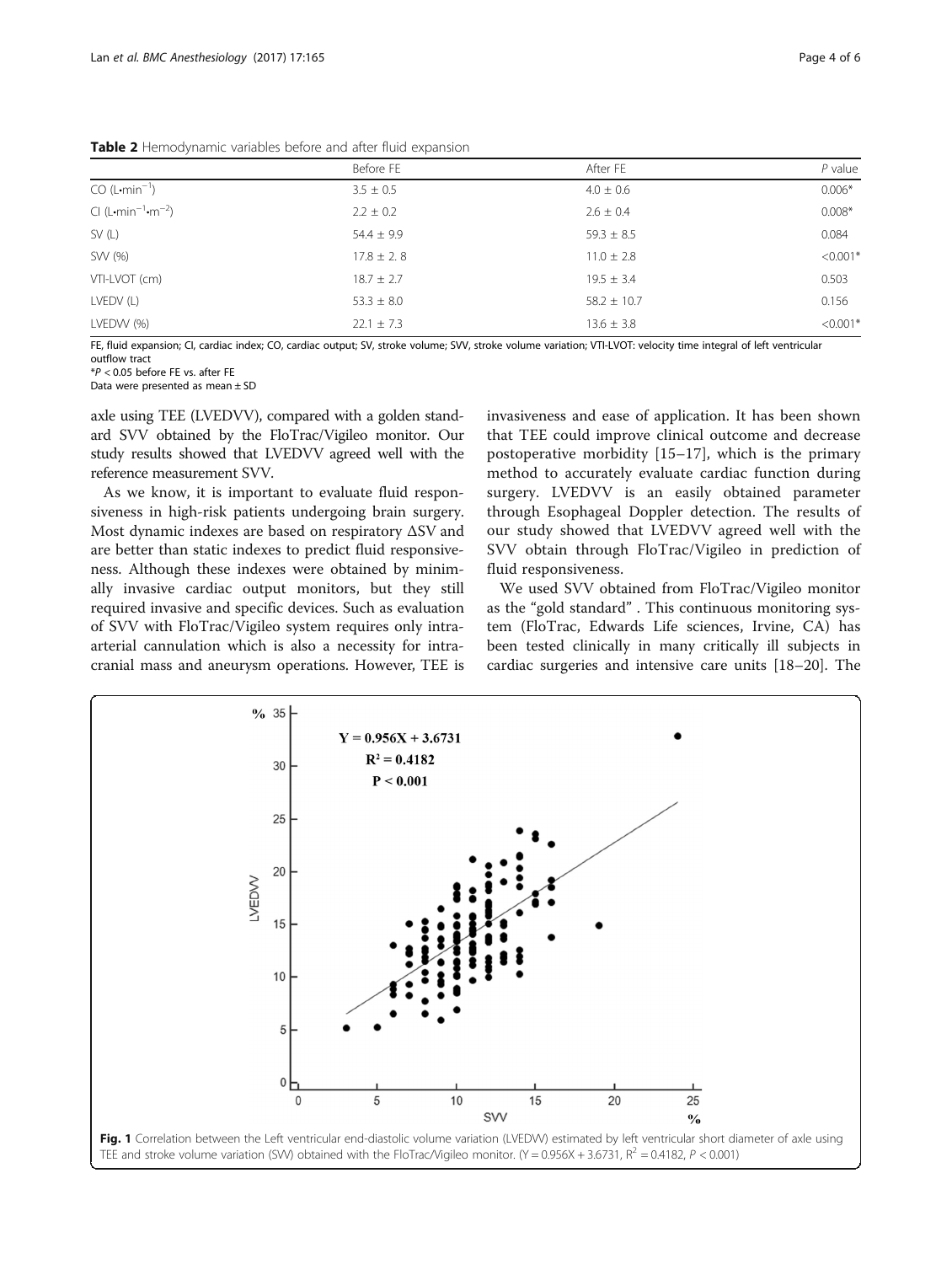**Table 2** Hemodynamic variables before and after fluid expansion

|  | Before FE | After FE | *P* value |
|---|---|---|---|
| CO ($L{\cdot}min^{-1}$) | 3.5 ± 0.5 | 4.0 ± 0.6 | 0.006* |
| CI ($L{\cdot}min^{-1}{\cdot}m^{-2}$) | 2.2 ± 0.2 | 2.6 ± 0.4 | 0.008* |
| SV (L) | 54.4 ± 9.9 | 59.3 ± 8.5 | 0.084 |
| SVV (%) | 17.8 ± 2. 8 | 11.0 ± 2.8 | <0.001* |
| VTI-LVOT (cm) | 18.7 ± 2.7 | 19.5 ± 3.4 | 0.503 |
| LVEDV (L) | 53.3 ± 8.0 | 58.2 ± 10.7 | 0.156 |
| LVEDVV (%) | 22.1 ± 7.3 | 13.6 ± 3.8 | <0.001* |

FE, fluid expansion; CI, cardiac index; CO, cardiac output; SV, stroke volume; SVV, stroke volume variation; VTI-LVOT: velocity time integral of left ventricular outflow tract
*$P < 0.05$ before FE vs. after FE
Data were presented as mean ± SD

axle using TEE (LVEDVV), compared with a golden standard SVV obtained by the FloTrac/Vigileo monitor. Our study results showed that LVEDVV agreed well with the reference measurement SVV.

As we know, it is important to evaluate fluid responsiveness in high-risk patients undergoing brain surgery. Most dynamic indexes are based on respiratory ΔSV and are better than static indexes to predict fluid responsiveness. Although these indexes were obtained by minimally invasive cardiac output monitors, but they still required invasive and specific devices. Such as evaluation of SVV with FloTrac/Vigileo system requires only intra-arterial cannulation which is also a necessity for intracranial mass and aneurysm operations. However, TEE is invasiveness and ease of application. It has been shown that TEE could improve clinical outcome and decrease postoperative morbidity [15–17], which is the primary method to accurately evaluate cardiac function during surgery. LVEDVV is an easily obtained parameter through Esophageal Doppler detection. The results of our study showed that LVEDVV agreed well with the SVV obtain through FloTrac/Vigileo in prediction of fluid responsiveness.

We used SVV obtained from FloTrac/Vigileo monitor as the "gold standard" . This continuous monitoring system (FloTrac, Edwards Life sciences, Irvine, CA) has been tested clinically in many critically ill subjects in cardiac surgeries and intensive care units [18–20]. The

**Fig. 1** Correlation between the Left ventricular end-diastolic volume variation (LVEDVV) estimated by left ventricular short diameter of axle using TEE and stroke volume variation (SVV) obtained with the FloTrac/Vigileo monitor. ($Y = 0.956X + 3.6731$, $R^2 = 0.4182$, $P < 0.001$)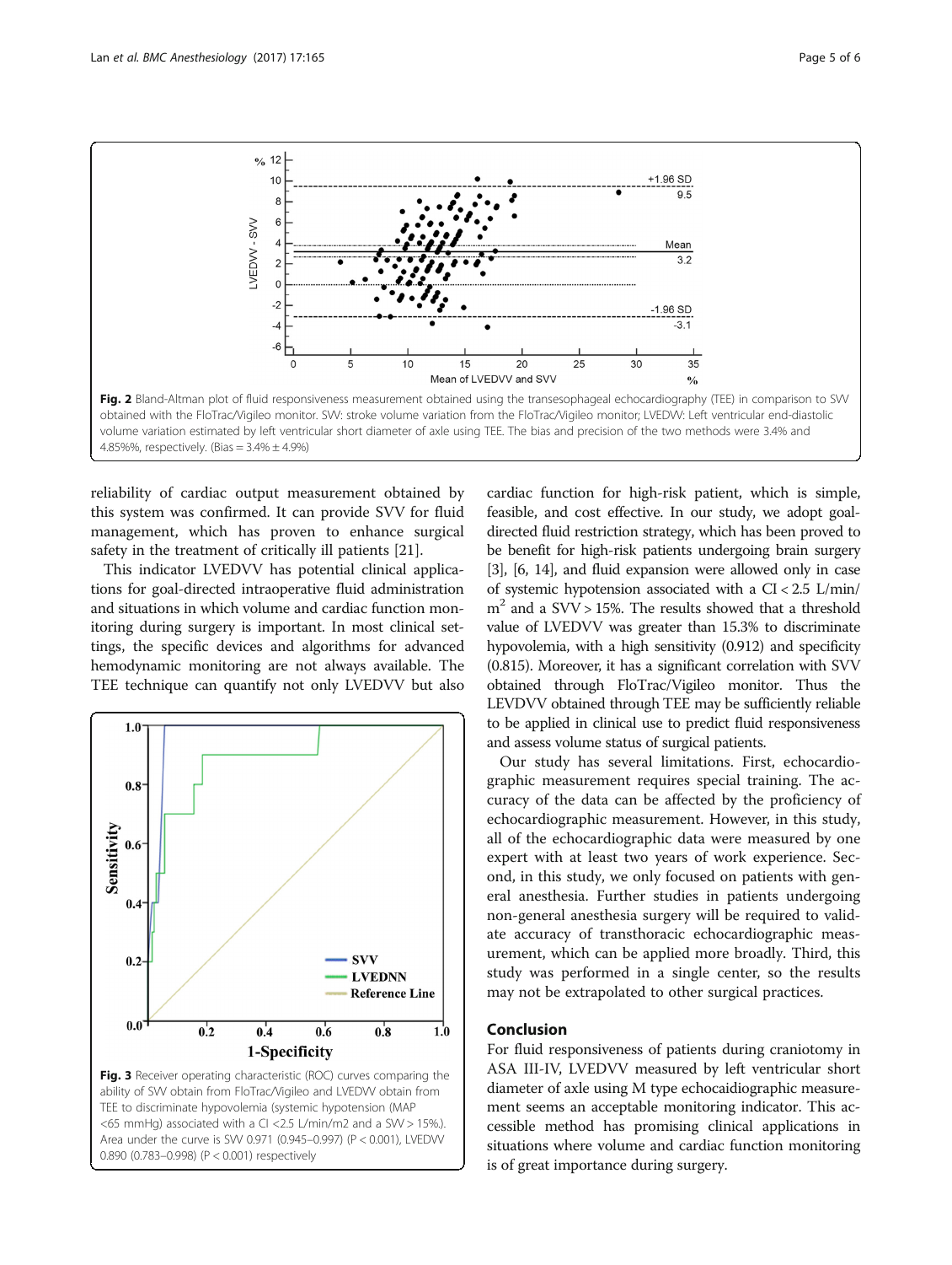**Fig. 2** Bland-Altman plot of fluid responsiveness measurement obtained using the transesophageal echocardiography (TEE) in comparison to SVV obtained with the FloTrac/Vigileo monitor. SVV: stroke volume variation from the FloTrac/Vigileo monitor; LVEDVV: Left ventricular end-diastolic volume variation estimated by left ventricular short diameter of axle using TEE. The bias and precision of the two methods were 3.4% and 4.85%%, respectively. (Bias = 3.4% ± 4.9%)

reliability of cardiac output measurement obtained by this system was confirmed. It can provide SVV for fluid management, which has proven to enhance surgical safety in the treatment of critically ill patients [21].

This indicator LVEDVV has potential clinical applications for goal-directed intraoperative fluid administration and situations in which volume and cardiac function monitoring during surgery is important. In most clinical settings, the specific devices and algorithms for advanced hemodynamic monitoring are not always available. The TEE technique can quantify not only LVEDVV but also cardiac function for high-risk patient, which is simple, feasible, and cost effective. In our study, we adopt goal-directed fluid restriction strategy, which has been proved to be benefit for high-risk patients undergoing brain surgery [3], [6, 14], and fluid expansion were allowed only in case of systemic hypotension associated with a CI < 2.5 L/min/m$^2$ and a SVV > 15%. The results showed that a threshold value of LVEDVV was greater than 15.3% to discriminate hypovolemia, with a high sensitivity (0.912) and specificity (0.815). Moreover, it has a significant correlation with SVV obtained through FloTrac/Vigileo monitor. Thus the LEVDVV obtained through TEE may be sufficiently reliable to be applied in clinical use to predict fluid responsiveness and assess volume status of surgical patients.

**Fig. 3** Receiver operating characteristic (ROC) curves comparing the ability of SVV obtain from FloTrac/Vigileo and LVEDVV obtain from TEE to discriminate hypovolemia (systemic hypotension (MAP <65 mmHg) associated with a CI <2.5 L/min/m2 and a SVV > 15%.). Area under the curve is SVV 0.971 (0.945–0.997) (P < 0.001), LVEDVV 0.890 (0.783–0.998) (P < 0.001) respectively

Our study has several limitations. First, echocardiographic measurement requires special training. The accuracy of the data can be affected by the proficiency of echocardiographic measurement. However, in this study, all of the echocardiographic data were measured by one expert with at least two years of work experience. Second, in this study, we only focused on patients with general anesthesia. Further studies in patients undergoing non-general anesthesia surgery will be required to validate accuracy of transthoracic echocardiographic measurement, which can be applied more broadly. Third, this study was performed in a single center, so the results may not be extrapolated to other surgical practices.

## Conclusion

For fluid responsiveness of patients during craniotomy in ASA III-IV, LVEDVV measured by left ventricular short diameter of axle using M type echocaidiographic measurement seems an acceptable monitoring indicator. This accessible method has promising clinical applications in situations where volume and cardiac function monitoring is of great importance during surgery.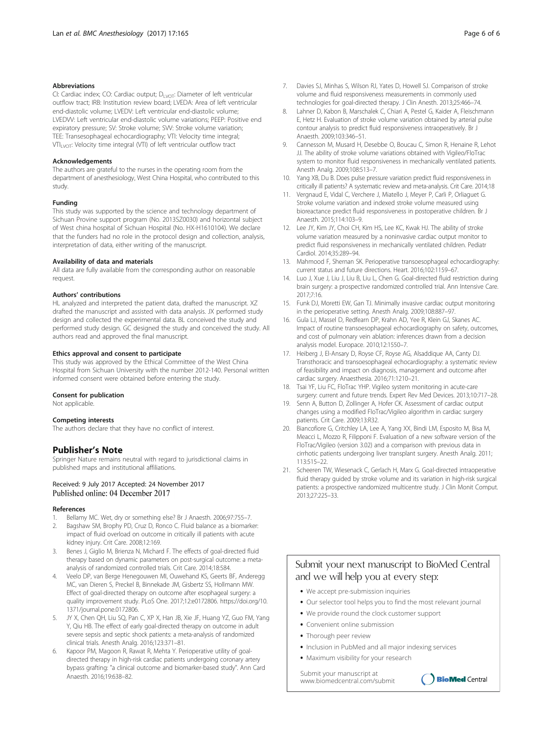### Abbreviations

CI: Cardiac index; CO: Cardiac output; $D_{LVOT}$: Diameter of left ventricular outflow tract; IRB: Institution review board; LVEDA: Area of left ventricular end-diastolic volume; LVEDV: Left ventricular end-diastolic volume; LVEDVV: Left ventricular end-diastolic volume variations; PEEP: Positive end expiratory pressure; SV: Stroke volume; SVV: Stroke volume variation; TEE: Transesophageal echocardiography; VTI: Velocity time integral; $VTI_{LVOT}$: Velocity time integral (VTI) of left ventricular outflow tract

### Acknowledgements

The authors are grateful to the nurses in the operating room from the department of anesthesiology, West China Hospital, who contributed to this study.

### Funding

This study was supported by the science and technology department of Sichuan Provine support program (No. 2013SZ0030) and horizontal subject of West china hospital of Sichuan Hospital (No. HX-H1610104). We declare that the funders had no role in the protocol design and collection, analysis, interpretation of data, either writing of the manuscript.

### Availability of data and materials

All data are fully available from the corresponding author on reasonable request.

### Authors' contributions

HL analyzed and interpreted the patient data, drafted the manuscript. XZ drafted the manuscript and assisted with data analysis. JX performed study design and collected the experimental data. BL conceived the study and performed study design. GC designed the study and conceived the study. All authors read and approved the final manuscript.

### Ethics approval and consent to participate

This study was approved by the Ethical Committee of the West China Hospital from Sichuan University with the number 2012-140. Personal written informed consent were obtained before entering the study.

### Consent for publication

Not applicable.

### Competing interests

The authors declare that they have no conflict of interest.

## Publisher's Note

Springer Nature remains neutral with regard to jurisdictional claims in published maps and institutional affiliations.

Received: 9 July 2017 Accepted: 24 November 2017
Published online: 04 December 2017

### References

1. Bellamy MC. Wet, dry or something else? Br J Anaesth. 2006;97:755–7.
2. Bagshaw SM, Brophy PD, Cruz D, Ronco C. Fluid balance as a biomarker: impact of fluid overload on outcome in critically ill patients with acute kidney injury. Crit Care. 2008;12:169.
3. Benes J, Giglio M, Brienza N, Michard F. The effects of goal-directed fluid therapy based on dynamic parameters on post-surgical outcome: a meta-analysis of randomized controlled trials. Crit Care. 2014;18:584.
4. Veelo DP, van Berge Henegouwen MI, Ouwehand KS, Geerts BF, Anderegg MC, van Dieren S, Preckel B, Binnekade JM, Gisbertz SS, Hollmann MW. Effect of goal-directed therapy on outcome after esophageal surgery: a quality improvement study. PLoS One. 2017;12:e0172806. https://doi.org/10.1371/journal.pone.0172806.
5. JY X, Chen QH, Liu SQ, Pan C, XP X, Han JB, Xie JF, Huang YZ, Guo FM, Yang Y, Qiu HB. The effect of early goal-directed therapy on outcome in adult severe sepsis and septic shock patients: a meta-analysis of randomized clinical trials. Anesth Analg. 2016;123:371–81.
6. Kapoor PM, Magoon R, Rawat R, Mehta Y. Perioperative utility of goal-directed therapy in high-risk cardiac patients undergoing coronary artery bypass grafting: "a clinical outcome and biomarker-based study". Ann Card Anaesth. 2016;19:638–82.
7. Davies SJ, Minhas S, Wilson RJ, Yates D, Howell SJ. Comparison of stroke volume and fluid responsiveness measurements in commonly used technologies for goal-directed therapy. J Clin Anesth. 2013;25:466–74.
8. Lahner D, Kabon B, Marschalek C, Chiari A, Pestel G, Kaider A, Fleischmann E, Hetz H. Evaluation of stroke volume variation obtained by arterial pulse contour analysis to predict fluid responsiveness intraoperatively. Br J Anaesth. 2009;103:346–51.
9. Cannesson M, Musard H, Desebbe O, Boucau C, Simon R, Henaine R, Lehot JJ. The ability of stroke volume variations obtained with Vigileo/FloTrac system to monitor fluid responsiveness in mechanically ventilated patients. Anesth Analg. 2009;108:513–7.
10. Yang XB, Du B. Does pulse pressure variation predict fluid responsiveness in critically ill patients? A systematic review and meta-analysis. Crit Care. 2014;18
11. Vergnaud E, Vidal C, Verchere J, Miatello J, Meyer P, Carli P, Orliaguet G. Stroke volume variation and indexed stroke volume measured using bioreactance predict fluid responsiveness in postoperative children. Br J Anaesth. 2015;114:103–9.
12. Lee JY, Kim JY, Choi CH, Kim HS, Lee KC, Kwak HJ. The ability of stroke volume variation measured by a noninvasive cardiac output monitor to predict fluid responsiveness in mechanically ventilated children. Pediatr Cardiol. 2014;35:289–94.
13. Mahmood F, Shernan SK. Perioperative transoesophageal echocardiography: current status and future directions. Heart. 2016;102:1159–67.
14. Luo J, Xue J, Liu J, Liu B, Liu L, Chen G. Goal-directed fluid restriction during brain surgery: a prospective randomized controlled trial. Ann Intensive Care. 2017;7:16.
15. Funk DJ, Moretti EW, Gan TJ. Minimally invasive cardiac output monitoring in the perioperative setting. Anesth Analg. 2009;108:887–97.
16. Gula LJ, Massel D, Redfearn DP, Krahn AD, Yee R, Klein GJ, Skanes AC. Impact of routine transoesophageal echocardiography on safety, outcomes, and cost of pulmonary vein ablation: inferences drawn from a decision analysis model. Europace. 2010;12:1550–7.
17. Heiberg J, El-Ansary D, Royse CF, Royse AG, Alsaddique AA, Canty DJ. Transthoracic and transoesophageal echocardiography: a systematic review of feasibility and impact on diagnosis, management and outcome after cardiac surgery. Anaesthesia. 2016;71:1210–21.
18. Tsai YF, Liu FC, FloTrac YHP. Vigileo system monitoring in acute-care surgery: current and future trends. Expert Rev Med Devices. 2013;10:717–28.
19. Senn A, Button D, Zollinger A, Hofer CK. Assessment of cardiac output changes using a modified FloTrac/Vigileo algorithm in cardiac surgery patients. Crit Care. 2009;13:R32.
20. Biancofiore G, Critchley LA, Lee A, Yang XX, Bindi LM, Esposito M, Bisa M, Meacci L, Mozzo R, Filipponi F. Evaluation of a new software version of the FloTrac/Vigileo (version 3.02) and a comparison with previous data in cirrhotic patients undergoing liver transplant surgery. Anesth Analg. 2011;113:515–22.
21. Scheeren TW, Wiesenack C, Gerlach H, Marx G. Goal-directed intraoperative fluid therapy guided by stroke volume and its variation in high-risk surgical patients: a prospective randomized multicentre study. J Clin Monit Comput. 2013;27:225–33.

Submit your next manuscript to BioMed Central and we will help you at every step:

- We accept pre-submission inquiries
- Our selector tool helps you to find the most relevant journal
- We provide round the clock customer support
- Convenient online submission
- Thorough peer review
- Inclusion in PubMed and all major indexing services
- Maximum visibility for your research

Submit your manuscript at
www.biomedcentral.com/submit

BioMed Central